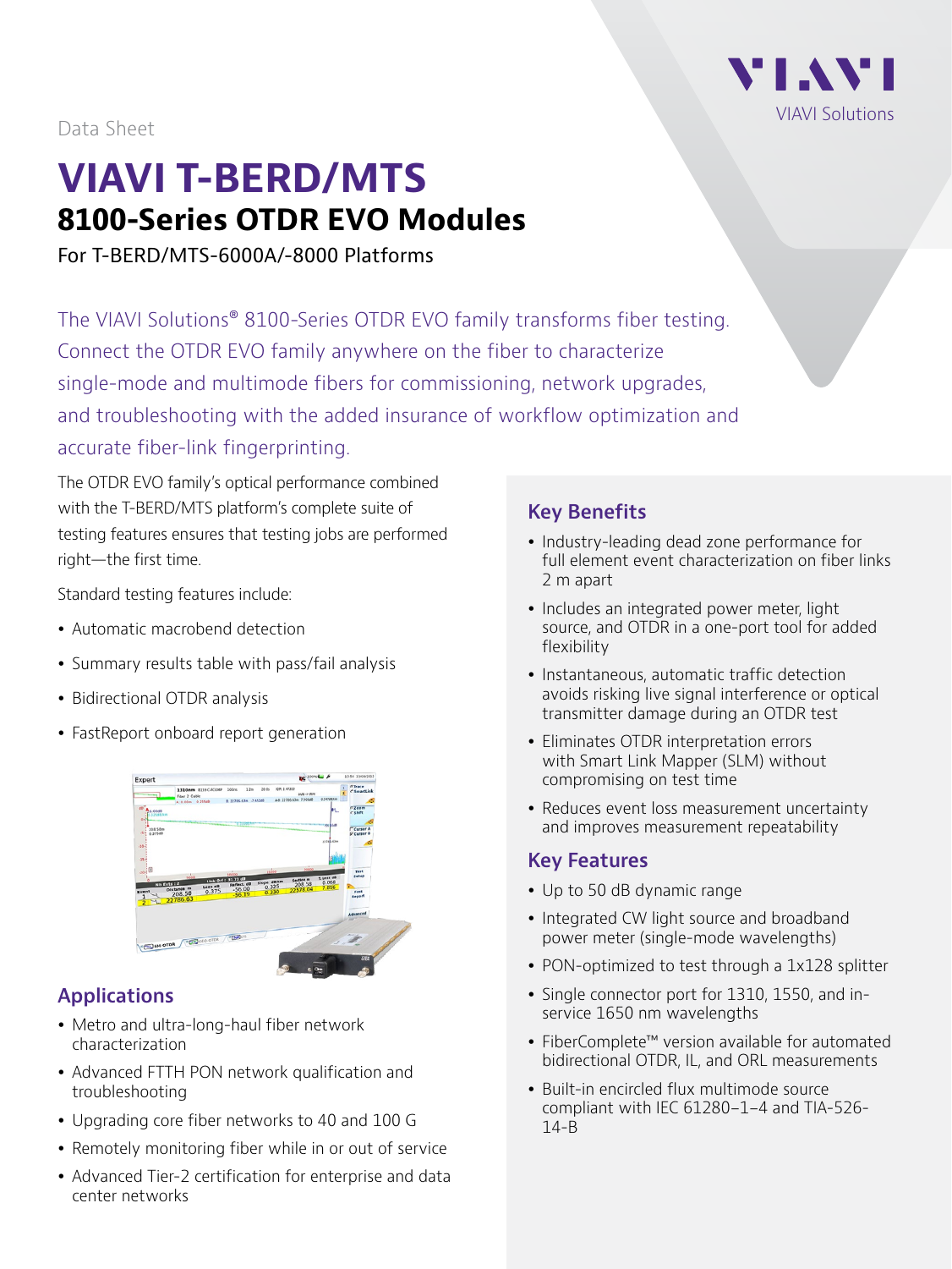Data Sheet

# VIAVI T-BERD/MTS

## 8100-Series OTDR EVO Modules

For T-BERD/MTS-6000A/-8000 Platforms

The VIAVI Solutions® 8100-Series OTDR EVO family transforms fiber testing. Connect the OTDR EVO family anywhere on the fiber to characterize single-mode and multimode fibers for commissioning, network upgrades, and troubleshooting with the added insurance of workflow optimization and accurate fiber-link fingerprinting.

The OTDR EVO family's optical performance combined with the T-BERD/MTS platform's complete suite of testing features ensures that testing jobs are performed right—the first time.

Standard testing features include:

- Automatic macrobend detection
- Summary results table with pass/fail analysis
- Bidirectional OTDR analysis
- FastReport onboard report generation

### Applications

- Metro and ultra-long-haul fiber network characterization
- Advanced FTTH PON network qualification and troubleshooting
- Upgrading core fiber networks to 40 and 100 G
- Remotely monitoring fiber while in or out of service
- Advanced Tier-2 certification for enterprise and data center networks

### Key Benefits

- Industry-leading dead zone performance for full element event characterization on fiber links 2 m apart
- Includes an integrated power meter, light source, and OTDR in a one-port tool for added flexibility
- Instantaneous, automatic traffic detection avoids risking live signal interference or optical transmitter damage during an OTDR test
- Eliminates OTDR interpretation errors with Smart Link Mapper (SLM) without compromising on test time
- Reduces event loss measurement uncertainty and improves measurement repeatability

### Key Features

- Up to 50 dB dynamic range
- Integrated CW light source and broadband power meter (single-mode wavelengths)
- PON-optimized to test through a 1x128 splitter
- Single connector port for 1310, 1550, and in-service 1650 nm wavelengths
- FiberComplete™ version available for automated bidirectional OTDR, IL, and ORL measurements
- Built-in encircled flux multimode source compliant with IEC 61280-1-4 and TIA-526-14-B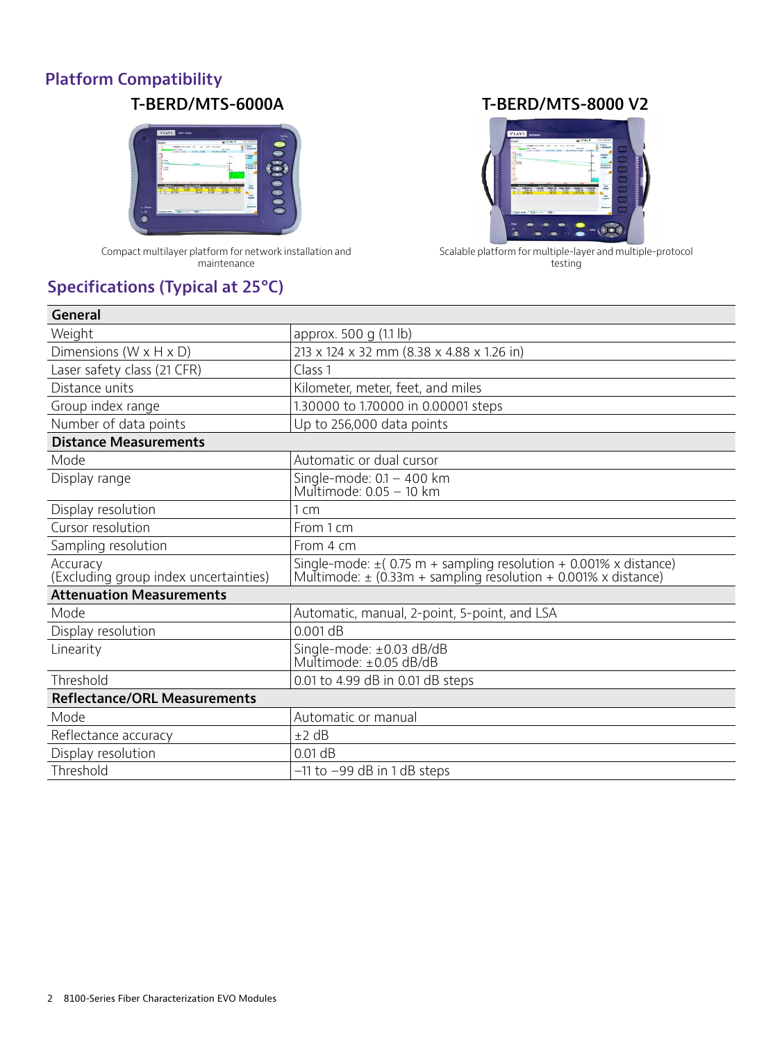## Platform Compatibility

### T-BERD/MTS-6000A

Compact multilayer platform for network installation and maintenance

### T-BERD/MTS-8000 V2

Scalable platform for multiple-layer and multiple-protocol testing

## Specifications (Typical at 25°C)

| **General** | |
|---|---|
| Weight | approx. 500 g (1.1 lb) |
| Dimensions (W x H x D) | 213 x 124 x 32 mm (8.38 x 4.88 x 1.26 in) |
| Laser safety class (21 CFR) | Class 1 |
| Distance units | Kilometer, meter, feet, and miles |
| Group index range | 1.30000 to 1.70000 in 0.00001 steps |
| Number of data points | Up to 256,000 data points |
| **Distance Measurements** | |
| Mode | Automatic or dual cursor |
| Display range | Single-mode: 0.1 – 400 km<br>Multimode: 0.05 – 10 km |
| Display resolution | 1 cm |
| Cursor resolution | From 1 cm |
| Sampling resolution | From 4 cm |
| Accuracy<br>(Excluding group index uncertainties) | Single-mode: ±( 0.75 m + sampling resolution + 0.001% x distance)<br>Multimode: ± (0.33m + sampling resolution + 0.001% x distance) |
| **Attenuation Measurements** | |
| Mode | Automatic, manual, 2-point, 5-point, and LSA |
| Display resolution | 0.001 dB |
| Linearity | Single-mode: ±0.03 dB/dB<br>Multimode: ±0.05 dB/dB |
| Threshold | 0.01 to 4.99 dB in 0.01 dB steps |
| **Reflectance/ORL Measurements** | |
| Mode | Automatic or manual |
| Reflectance accuracy | ±2 dB |
| Display resolution | 0.01 dB |
| Threshold | –11 to –99 dB in 1 dB steps |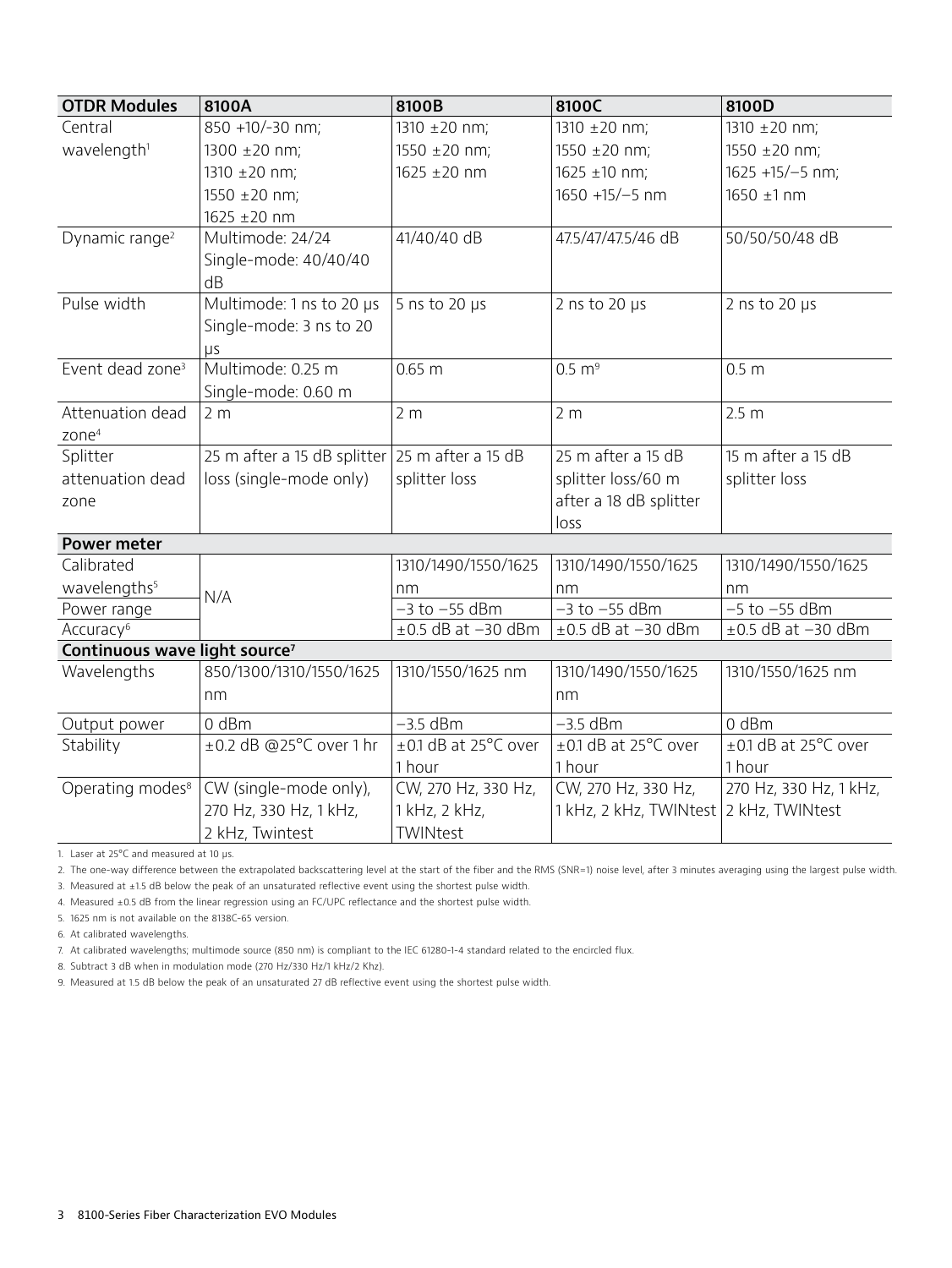| OTDR Modules | 8100A | 8100B | 8100C | 8100D |
|---|---|---|---|---|
| Central wavelength[1] | 850 +10/-30 nm; 1300 ±20 nm; 1310 ±20 nm; 1550 ±20 nm; 1625 ±20 nm | 1310 ±20 nm; 1550 ±20 nm; 1625 ±20 nm | 1310 ±20 nm; 1550 ±20 nm; 1625 ±10 nm; 1650 +15/−5 nm | 1310 ±20 nm; 1550 ±20 nm; 1625 +15/−5 nm; 1650 ±1 nm |
| Dynamic range[2] | Multimode: 24/24 Single-mode: 40/40/40 dB | 41/40/40 dB | 47.5/47/47.5/46 dB | 50/50/50/48 dB |
| Pulse width | Multimode: 1 ns to 20 µs Single-mode: 3 ns to 20 µs | 5 ns to 20 µs | 2 ns to 20 µs | 2 ns to 20 µs |
| Event dead zone[3] | Multimode: 0.25 m Single-mode: 0.60 m | 0.65 m | 0.5 m[9] | 0.5 m |
| Attenuation dead zone[4] | 2 m | 2 m | 2 m | 2.5 m |
| Splitter attenuation dead zone | 25 m after a 15 dB splitter loss (single-mode only) | 25 m after a 15 dB splitter loss | 25 m after a 15 dB splitter loss/60 m after a 18 dB splitter loss | 15 m after a 15 dB splitter loss |
| **Power meter** | | | | |
| Calibrated wavelengths[5] | N/A | 1310/1490/1550/1625 nm | 1310/1490/1550/1625 nm | 1310/1490/1550/1625 nm |
| Power range | | −3 to −55 dBm | −3 to −55 dBm | −5 to −55 dBm |
| Accuracy[6] | | ±0.5 dB at −30 dBm | ±0.5 dB at −30 dBm | ±0.5 dB at −30 dBm |
| **Continuous wave light source[7]** | | | | |
| Wavelengths | 850/1300/1310/1550/1625 nm | 1310/1550/1625 nm | 1310/1490/1550/1625 nm | 1310/1550/1625 nm |
| Output power | 0 dBm | −3.5 dBm | −3.5 dBm | 0 dBm |
| Stability | ±0.2 dB @25°C over 1 hr | ±0.1 dB at 25°C over 1 hour | ±0.1 dB at 25°C over 1 hour | ±0.1 dB at 25°C over 1 hour |
| Operating modes[8] | CW (single-mode only), 270 Hz, 330 Hz, 1 kHz, 2 kHz, Twintest | CW, 270 Hz, 330 Hz, 1 kHz, 2 kHz, TWINtest | CW, 270 Hz, 330 Hz, 1 kHz, 2 kHz, TWINtest | 270 Hz, 330 Hz, 1 kHz, 2 kHz, TWINtest |

1. Laser at 25°C and measured at 10 µs.
2. The one-way difference between the extrapolated backscattering level at the start of the fiber and the RMS (SNR=1) noise level, after 3 minutes averaging using the largest pulse width.
3. Measured at ±1.5 dB below the peak of an unsaturated reflective event using the shortest pulse width.
4. Measured ±0.5 dB from the linear regression using an FC/UPC reflectance and the shortest pulse width.
5. 1625 nm is not available on the 8138C-65 version.
6. At calibrated wavelengths.
7. At calibrated wavelengths; multimode source (850 nm) is compliant to the IEC 61280-1-4 standard related to the encircled flux.
8. Subtract 3 dB when in modulation mode (270 Hz/330 Hz/1 kHz/2 Khz).
9. Measured at 1.5 dB below the peak of an unsaturated 27 dB reflective event using the shortest pulse width.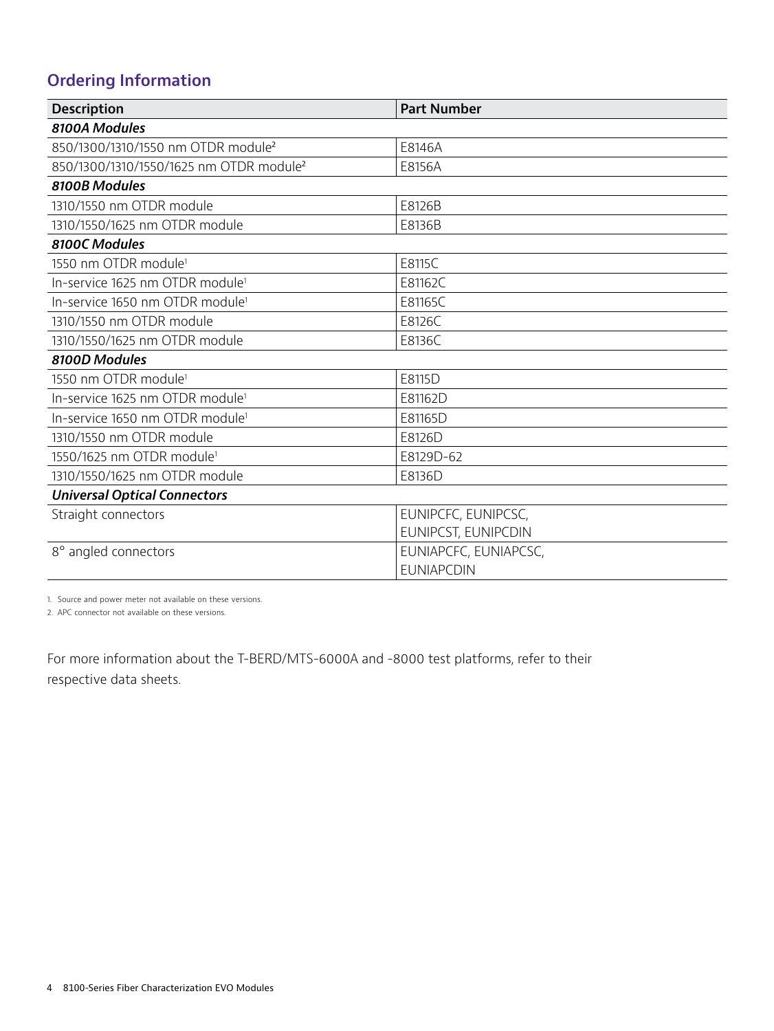## Ordering Information

| Description | Part Number |
|---|---|
| ***8100A Modules*** | |
| 850/1300/1310/1550 nm OTDR module[2] | E8146A |
| 850/1300/1310/1550/1625 nm OTDR module[2] | E8156A |
| ***8100B Modules*** | |
| 1310/1550 nm OTDR module | E8126B |
| 1310/1550/1625 nm OTDR module | E8136B |
| ***8100C Modules*** | |
| 1550 nm OTDR module[1] | E8115C |
| In-service 1625 nm OTDR module[1] | E81162C |
| In-service 1650 nm OTDR module[1] | E81165C |
| 1310/1550 nm OTDR module | E8126C |
| 1310/1550/1625 nm OTDR module | E8136C |
| ***8100D Modules*** | |
| 1550 nm OTDR module[1] | E8115D |
| In-service 1625 nm OTDR module[1] | E81162D |
| In-service 1650 nm OTDR module[1] | E81165D |
| 1310/1550 nm OTDR module | E8126D |
| 1550/1625 nm OTDR module[1] | E8129D-62 |
| 1310/1550/1625 nm OTDR module | E8136D |
| ***Universal Optical Connectors*** | |
| Straight connectors | EUNIPCFC, EUNIPCSC, EUNIPCST, EUNIPCDIN |
| 8° angled connectors | EUNIAPCFC, EUNIAPCSC, EUNIAPCDIN |

1. Source and power meter not available on these versions.
2. APC connector not available on these versions.

For more information about the T-BERD/MTS-6000A and -8000 test platforms, refer to their respective data sheets.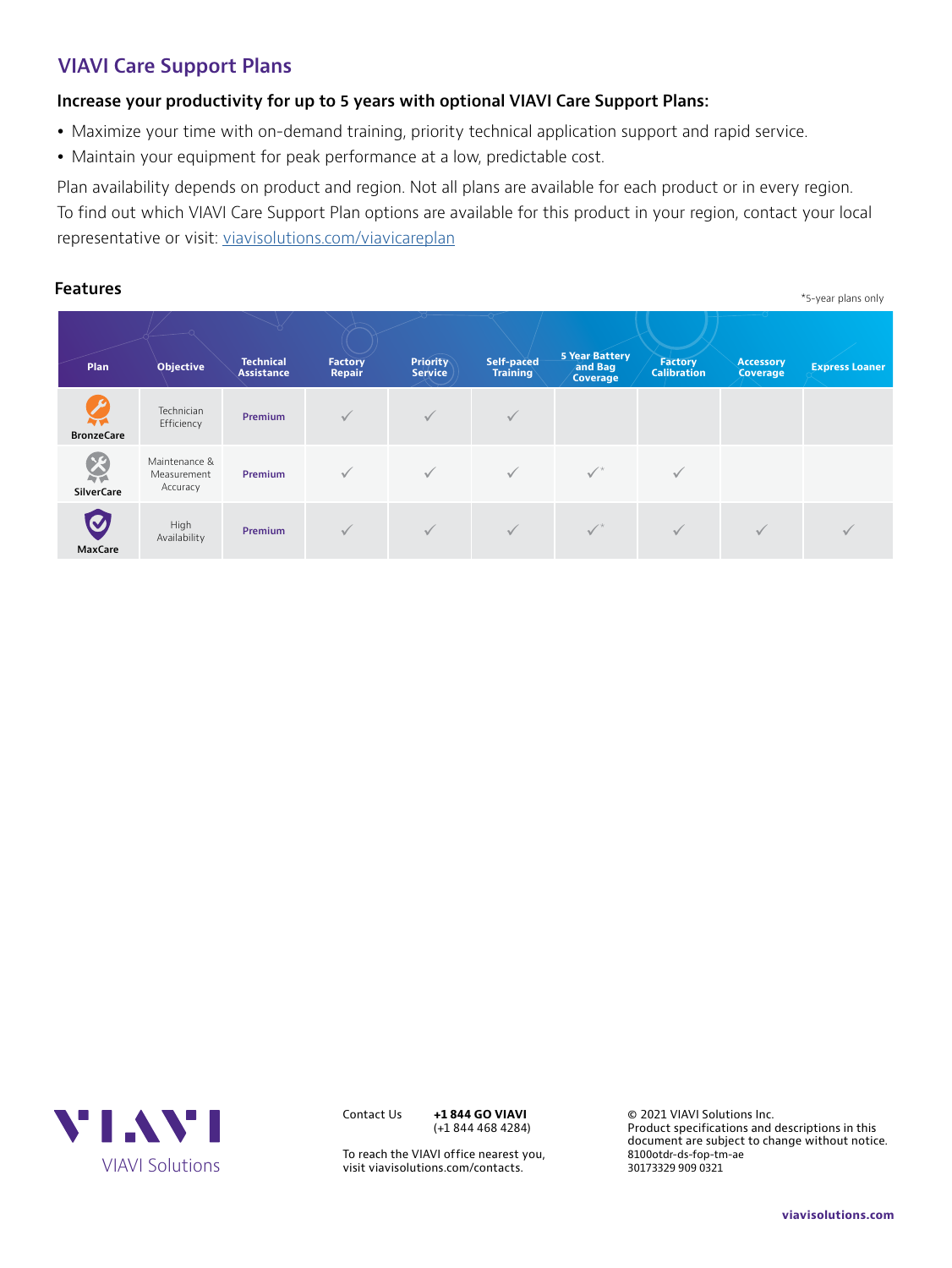## VIAVI Care Support Plans

**Increase your productivity for up to 5 years with optional VIAVI Care Support Plans:**

- Maximize your time with on-demand training, priority technical application support and rapid service.
- Maintain your equipment for peak performance at a low, predictable cost.

Plan availability depends on product and region. Not all plans are available for each product or in every region. To find out which VIAVI Care Support Plan options are available for this product in your region, contact your local representative or visit: viavisolutions.com/viavicareplan

### Features

*5-year plans only

| Plan | Objective | Technical Assistance | Factory Repair | Priority Service | Self-paced Training | 5 Year Battery and Bag Coverage | Factory Calibration | Accessory Coverage | Express Loaner |
|---|---|---|---|---|---|---|---|---|---|
| BronzeCare | Technician Efficiency | Premium | ✓ | ✓ | ✓ | | | | |
| SilverCare | Maintenance & Measurement Accuracy | Premium | ✓ | ✓ | ✓ | ✓* | ✓ | | |
| MaxCare | High Availability | Premium | ✓ | ✓ | ✓ | ✓* | ✓ | ✓ | ✓ |

VIAVI Solutions

Contact Us **+1 844 GO VIAVI** (+1 844 468 4284)

To reach the VIAVI office nearest you, visit viavisolutions.com/contacts.

© 2021 VIAVI Solutions Inc.
Product specifications and descriptions in this document are subject to change without notice.
8100otdr-ds-fop-tm-ae
30173329 909 0321

**viavisolutions.com**